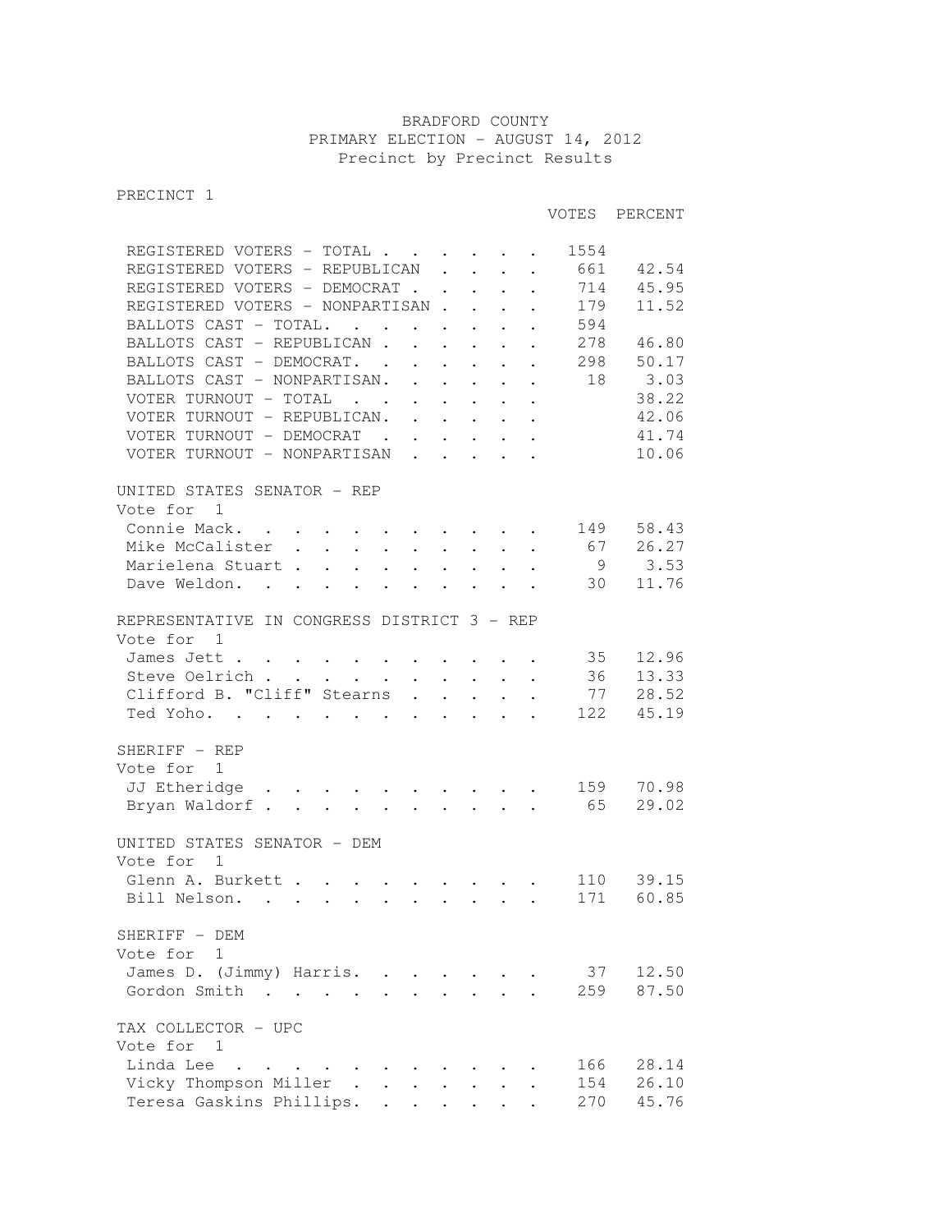# BRADFORD COUNTY
## PRIMARY ELECTION - AUGUST 14, 2012
### Precinct by Precinct Results

PRECINCT 1

| | VOTES | PERCENT |
|---|---|---|
| REGISTERED VOTERS - TOTAL | 1554 | |
| REGISTERED VOTERS - REPUBLICAN | 661 | 42.54 |
| REGISTERED VOTERS - DEMOCRAT | 714 | 45.95 |
| REGISTERED VOTERS - NONPARTISAN | 179 | 11.52 |
| BALLOTS CAST - TOTAL. | 594 | |
| BALLOTS CAST - REPUBLICAN | 278 | 46.80 |
| BALLOTS CAST - DEMOCRAT. | 298 | 50.17 |
| BALLOTS CAST - NONPARTISAN. | 18 | 3.03 |
| VOTER TURNOUT - TOTAL | | 38.22 |
| VOTER TURNOUT - REPUBLICAN. | | 42.06 |
| VOTER TURNOUT - DEMOCRAT | | 41.74 |
| VOTER TURNOUT - NONPARTISAN | | 10.06 |

UNITED STATES SENATOR - REP
Vote for 1

| | VOTES | PERCENT |
|---|---|---|
| Connie Mack. | 149 | 58.43 |
| Mike McCalister | 67 | 26.27 |
| Marielena Stuart | 9 | 3.53 |
| Dave Weldon. | 30 | 11.76 |

REPRESENTATIVE IN CONGRESS DISTRICT 3 - REP
Vote for 1

| | VOTES | PERCENT |
|---|---|---|
| James Jett | 35 | 12.96 |
| Steve Oelrich | 36 | 13.33 |
| Clifford B. "Cliff" Stearns | 77 | 28.52 |
| Ted Yoho. | 122 | 45.19 |

SHERIFF - REP
Vote for 1

| | VOTES | PERCENT |
|---|---|---|
| JJ Etheridge | 159 | 70.98 |
| Bryan Waldorf | 65 | 29.02 |

UNITED STATES SENATOR - DEM
Vote for 1

| | VOTES | PERCENT |
|---|---|---|
| Glenn A. Burkett | 110 | 39.15 |
| Bill Nelson. | 171 | 60.85 |

SHERIFF - DEM
Vote for 1

| | VOTES | PERCENT |
|---|---|---|
| James D. (Jimmy) Harris. | 37 | 12.50 |
| Gordon Smith | 259 | 87.50 |

TAX COLLECTOR - UPC
Vote for 1

| | VOTES | PERCENT |
|---|---|---|
| Linda Lee | 166 | 28.14 |
| Vicky Thompson Miller | 154 | 26.10 |
| Teresa Gaskins Phillips. | 270 | 45.76 |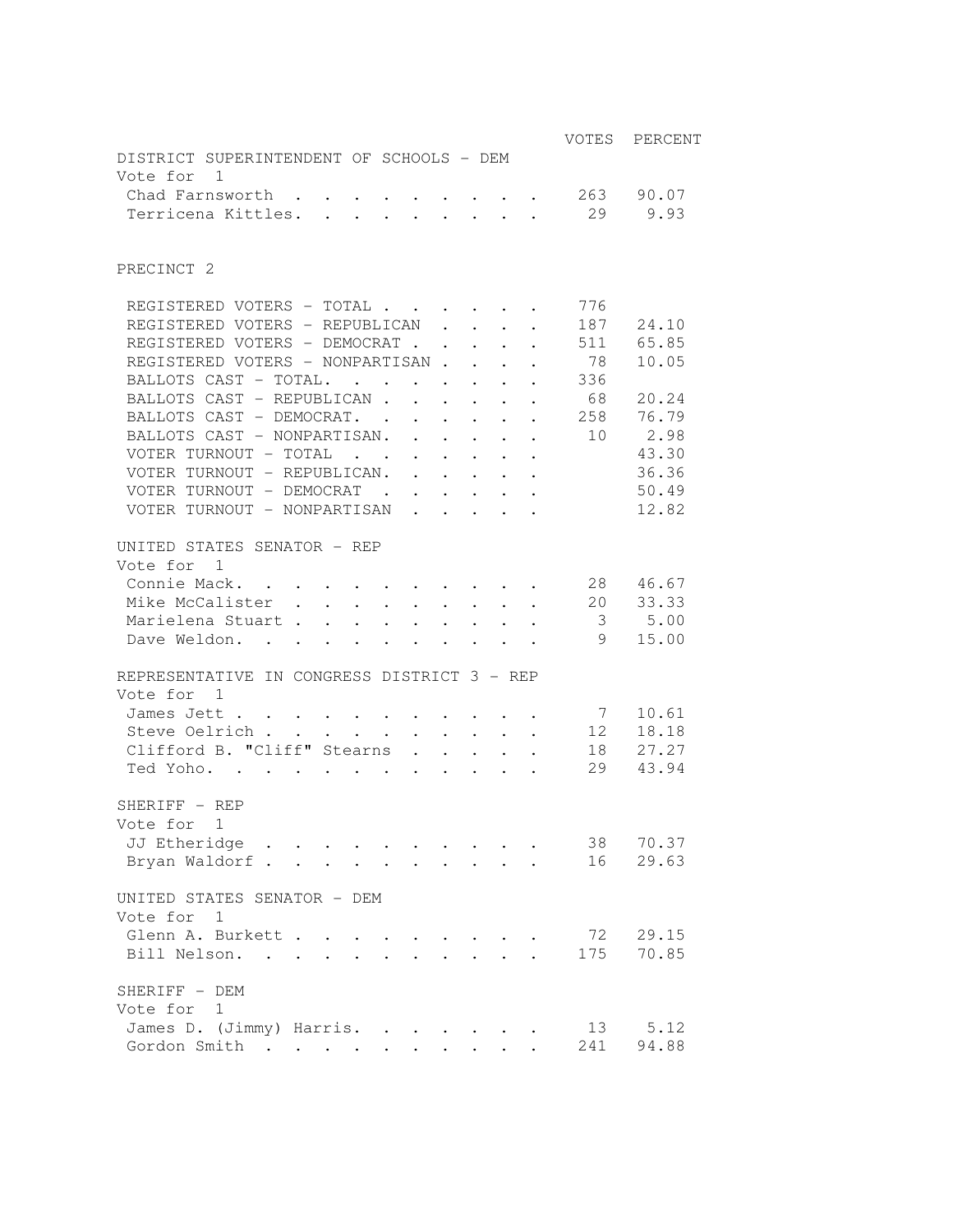| | VOTES | PERCENT |
|---|---|---|
| **DISTRICT SUPERINTENDENT OF SCHOOLS - DEM** | | |
| Vote for 1 | | |
| Chad Farnsworth | 263 | 90.07 |
| Terricena Kittles | 29 | 9.93 |

## PRECINCT 2

| | VOTES | PERCENT |
|---|---|---|
| REGISTERED VOTERS - TOTAL | 776 | |
| REGISTERED VOTERS - REPUBLICAN | 187 | 24.10 |
| REGISTERED VOTERS - DEMOCRAT | 511 | 65.85 |
| REGISTERED VOTERS - NONPARTISAN | 78 | 10.05 |
| BALLOTS CAST - TOTAL | 336 | |
| BALLOTS CAST - REPUBLICAN | 68 | 20.24 |
| BALLOTS CAST - DEMOCRAT | 258 | 76.79 |
| BALLOTS CAST - NONPARTISAN | 10 | 2.98 |
| VOTER TURNOUT - TOTAL | | 43.30 |
| VOTER TURNOUT - REPUBLICAN | | 36.36 |
| VOTER TURNOUT - DEMOCRAT | | 50.49 |
| VOTER TURNOUT - NONPARTISAN | | 12.82 |

| | VOTES | PERCENT |
|---|---|---|
| **UNITED STATES SENATOR - REP** | | |
| Vote for 1 | | |
| Connie Mack | 28 | 46.67 |
| Mike McCalister | 20 | 33.33 |
| Marielena Stuart | 3 | 5.00 |
| Dave Weldon | 9 | 15.00 |

| | VOTES | PERCENT |
|---|---|---|
| **REPRESENTATIVE IN CONGRESS DISTRICT 3 - REP** | | |
| Vote for 1 | | |
| James Jett | 7 | 10.61 |
| Steve Oelrich | 12 | 18.18 |
| Clifford B. "Cliff" Stearns | 18 | 27.27 |
| Ted Yoho | 29 | 43.94 |

| | VOTES | PERCENT |
|---|---|---|
| **SHERIFF - REP** | | |
| Vote for 1 | | |
| JJ Etheridge | 38 | 70.37 |
| Bryan Waldorf | 16 | 29.63 |

| | VOTES | PERCENT |
|---|---|---|
| **UNITED STATES SENATOR - DEM** | | |
| Vote for 1 | | |
| Glenn A. Burkett | 72 | 29.15 |
| Bill Nelson | 175 | 70.85 |

| | VOTES | PERCENT |
|---|---|---|
| **SHERIFF - DEM** | | |
| Vote for 1 | | |
| James D. (Jimmy) Harris | 13 | 5.12 |
| Gordon Smith | 241 | 94.88 |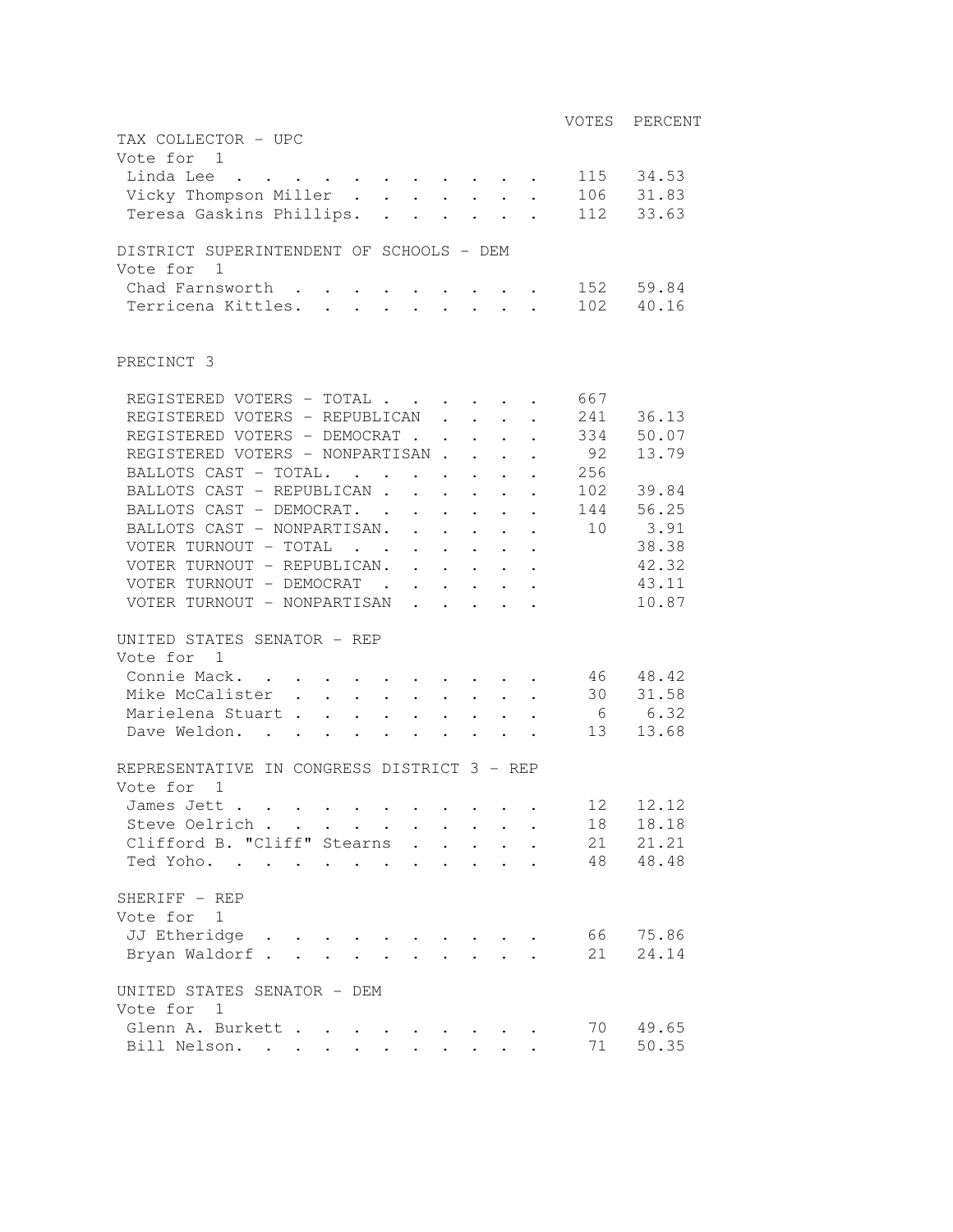| | VOTES | PERCENT |
|---|---|---|
| **TAX COLLECTOR - UPC** | | |
| Vote for 1 | | |
| Linda Lee | 115 | 34.53 |
| Vicky Thompson Miller | 106 | 31.83 |
| Teresa Gaskins Phillips. | 112 | 33.63 |

| | VOTES | PERCENT |
|---|---|---|
| **DISTRICT SUPERINTENDENT OF SCHOOLS - DEM** | | |
| Vote for 1 | | |
| Chad Farnsworth | 152 | 59.84 |
| Terricena Kittles. | 102 | 40.16 |

## PRECINCT 3

| | VOTES | PERCENT |
|---|---|---|
| REGISTERED VOTERS - TOTAL | 667 | |
| REGISTERED VOTERS - REPUBLICAN | 241 | 36.13 |
| REGISTERED VOTERS - DEMOCRAT | 334 | 50.07 |
| REGISTERED VOTERS - NONPARTISAN | 92 | 13.79 |
| BALLOTS CAST - TOTAL. | 256 | |
| BALLOTS CAST - REPUBLICAN | 102 | 39.84 |
| BALLOTS CAST - DEMOCRAT. | 144 | 56.25 |
| BALLOTS CAST - NONPARTISAN. | 10 | 3.91 |
| VOTER TURNOUT - TOTAL | | 38.38 |
| VOTER TURNOUT - REPUBLICAN. | | 42.32 |
| VOTER TURNOUT - DEMOCRAT | | 43.11 |
| VOTER TURNOUT - NONPARTISAN | | 10.87 |

| | VOTES | PERCENT |
|---|---|---|
| **UNITED STATES SENATOR - REP** | | |
| Vote for 1 | | |
| Connie Mack. | 46 | 48.42 |
| Mike McCalister | 30 | 31.58 |
| Marielena Stuart | 6 | 6.32 |
| Dave Weldon. | 13 | 13.68 |

| | VOTES | PERCENT |
|---|---|---|
| **REPRESENTATIVE IN CONGRESS DISTRICT 3 - REP** | | |
| Vote for 1 | | |
| James Jett | 12 | 12.12 |
| Steve Oelrich | 18 | 18.18 |
| Clifford B. "Cliff" Stearns | 21 | 21.21 |
| Ted Yoho. | 48 | 48.48 |

| | VOTES | PERCENT |
|---|---|---|
| **SHERIFF - REP** | | |
| Vote for 1 | | |
| JJ Etheridge | 66 | 75.86 |
| Bryan Waldorf | 21 | 24.14 |

| | VOTES | PERCENT |
|---|---|---|
| **UNITED STATES SENATOR - DEM** | | |
| Vote for 1 | | |
| Glenn A. Burkett | 70 | 49.65 |
| Bill Nelson. | 71 | 50.35 |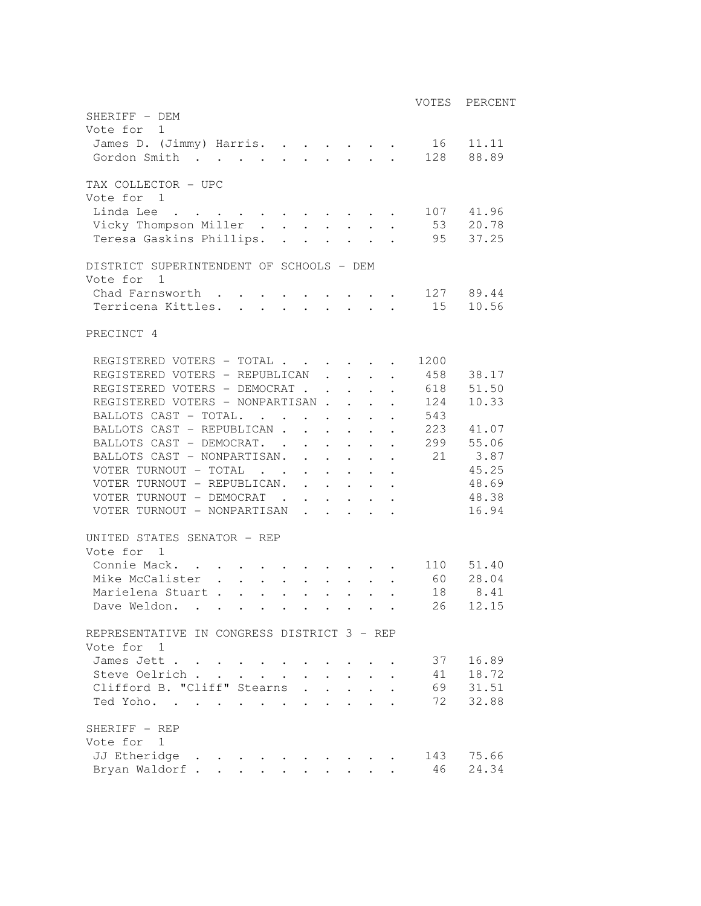| | VOTES | PERCENT |
|---|---|---|
| **SHERIFF - DEM** | | |
| Vote for 1 | | |
| James D. (Jimmy) Harris | 16 | 11.11 |
| Gordon Smith | 128 | 88.89 |

| | VOTES | PERCENT |
|---|---|---|
| **TAX COLLECTOR - UPC** | | |
| Vote for 1 | | |
| Linda Lee | 107 | 41.96 |
| Vicky Thompson Miller | 53 | 20.78 |
| Teresa Gaskins Phillips | 95 | 37.25 |

| | VOTES | PERCENT |
|---|---|---|
| **DISTRICT SUPERINTENDENT OF SCHOOLS - DEM** | | |
| Vote for 1 | | |
| Chad Farnsworth | 127 | 89.44 |
| Terricena Kittles | 15 | 10.56 |

## PRECINCT 4

| | VOTES | PERCENT |
|---|---|---|
| REGISTERED VOTERS - TOTAL | 1200 | |
| REGISTERED VOTERS - REPUBLICAN | 458 | 38.17 |
| REGISTERED VOTERS - DEMOCRAT | 618 | 51.50 |
| REGISTERED VOTERS - NONPARTISAN | 124 | 10.33 |
| BALLOTS CAST - TOTAL | 543 | |
| BALLOTS CAST - REPUBLICAN | 223 | 41.07 |
| BALLOTS CAST - DEMOCRAT | 299 | 55.06 |
| BALLOTS CAST - NONPARTISAN | 21 | 3.87 |
| VOTER TURNOUT - TOTAL | | 45.25 |
| VOTER TURNOUT - REPUBLICAN | | 48.69 |
| VOTER TURNOUT - DEMOCRAT | | 48.38 |
| VOTER TURNOUT - NONPARTISAN | | 16.94 |

| | VOTES | PERCENT |
|---|---|---|
| **UNITED STATES SENATOR - REP** | | |
| Vote for 1 | | |
| Connie Mack | 110 | 51.40 |
| Mike McCalister | 60 | 28.04 |
| Marielena Stuart | 18 | 8.41 |
| Dave Weldon | 26 | 12.15 |

| | VOTES | PERCENT |
|---|---|---|
| **REPRESENTATIVE IN CONGRESS DISTRICT 3 - REP** | | |
| Vote for 1 | | |
| James Jett | 37 | 16.89 |
| Steve Oelrich | 41 | 18.72 |
| Clifford B. "Cliff" Stearns | 69 | 31.51 |
| Ted Yoho | 72 | 32.88 |

| | VOTES | PERCENT |
|---|---|---|
| **SHERIFF - REP** | | |
| Vote for 1 | | |
| JJ Etheridge | 143 | 75.66 |
| Bryan Waldorf | 46 | 24.34 |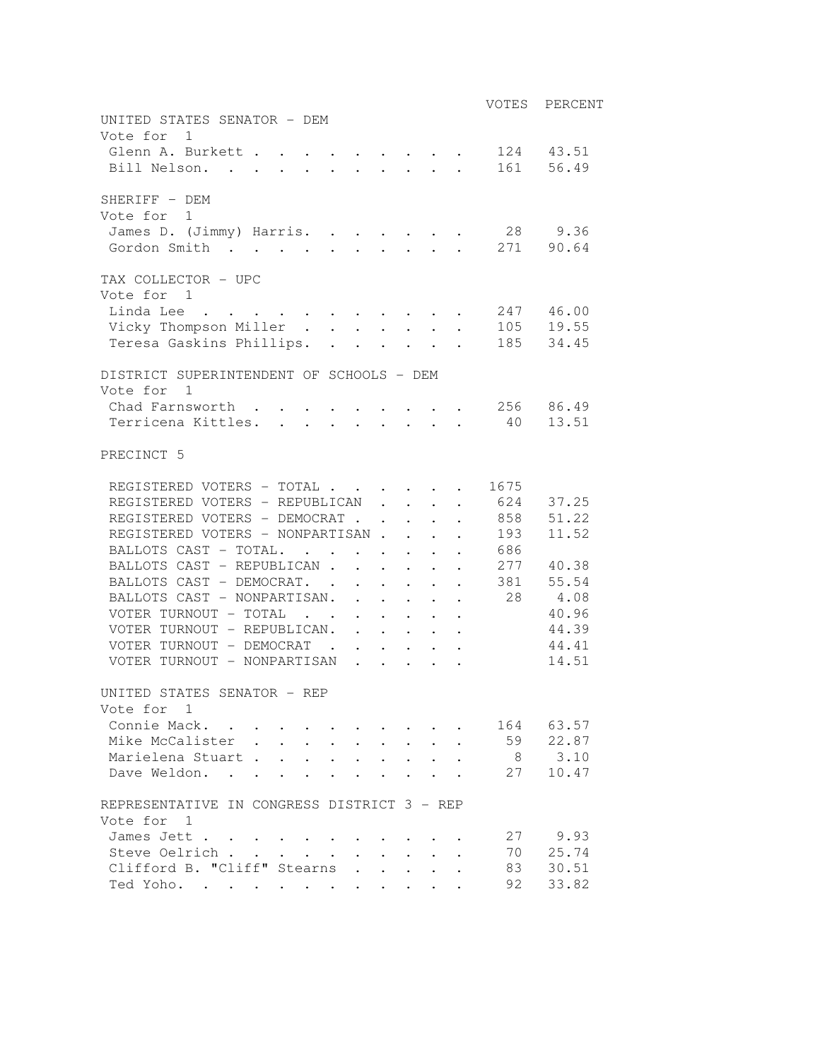| | VOTES | PERCENT |
|---|---|---|
| **UNITED STATES SENATOR - DEM** | | |
| Vote for 1 | | |
| Glenn A. Burkett | 124 | 43.51 |
| Bill Nelson | 161 | 56.49 |

| | VOTES | PERCENT |
|---|---|---|
| **SHERIFF - DEM** | | |
| Vote for 1 | | |
| James D. (Jimmy) Harris | 28 | 9.36 |
| Gordon Smith | 271 | 90.64 |

| | VOTES | PERCENT |
|---|---|---|
| **TAX COLLECTOR - UPC** | | |
| Vote for 1 | | |
| Linda Lee | 247 | 46.00 |
| Vicky Thompson Miller | 105 | 19.55 |
| Teresa Gaskins Phillips | 185 | 34.45 |

| | VOTES | PERCENT |
|---|---|---|
| **DISTRICT SUPERINTENDENT OF SCHOOLS - DEM** | | |
| Vote for 1 | | |
| Chad Farnsworth | 256 | 86.49 |
| Terricena Kittles | 40 | 13.51 |

## PRECINCT 5

| | VOTES | PERCENT |
|---|---|---|
| REGISTERED VOTERS - TOTAL | 1675 | |
| REGISTERED VOTERS - REPUBLICAN | 624 | 37.25 |
| REGISTERED VOTERS - DEMOCRAT | 858 | 51.22 |
| REGISTERED VOTERS - NONPARTISAN | 193 | 11.52 |
| BALLOTS CAST - TOTAL | 686 | |
| BALLOTS CAST - REPUBLICAN | 277 | 40.38 |
| BALLOTS CAST - DEMOCRAT | 381 | 55.54 |
| BALLOTS CAST - NONPARTISAN | 28 | 4.08 |
| VOTER TURNOUT - TOTAL | | 40.96 |
| VOTER TURNOUT - REPUBLICAN | | 44.39 |
| VOTER TURNOUT - DEMOCRAT | | 44.41 |
| VOTER TURNOUT - NONPARTISAN | | 14.51 |

| | VOTES | PERCENT |
|---|---|---|
| **UNITED STATES SENATOR - REP** | | |
| Vote for 1 | | |
| Connie Mack | 164 | 63.57 |
| Mike McCalister | 59 | 22.87 |
| Marielena Stuart | 8 | 3.10 |
| Dave Weldon | 27 | 10.47 |

| | VOTES | PERCENT |
|---|---|---|
| **REPRESENTATIVE IN CONGRESS DISTRICT 3 - REP** | | |
| Vote for 1 | | |
| James Jett | 27 | 9.93 |
| Steve Oelrich | 70 | 25.74 |
| Clifford B. "Cliff" Stearns | 83 | 30.51 |
| Ted Yoho | 92 | 33.82 |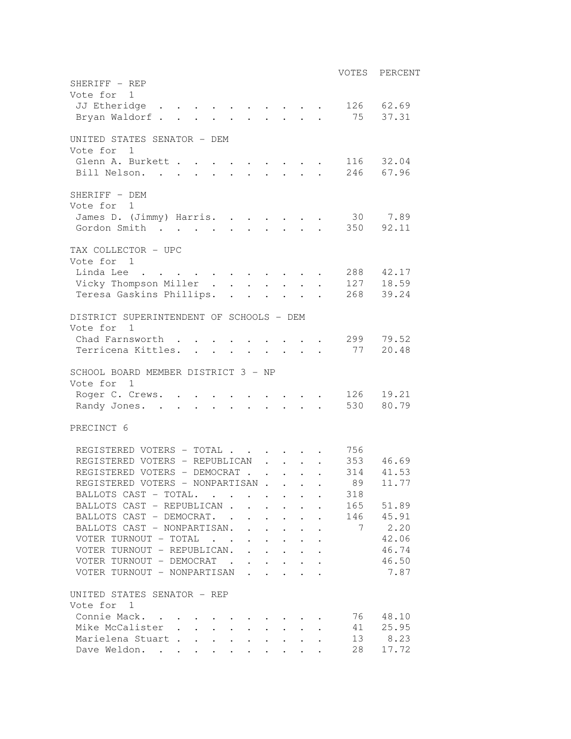| | VOTES | PERCENT |
|---|---|---|
| **SHERIFF - REP** | | |
| Vote for 1 | | |
| JJ Etheridge | 126 | 62.69 |
| Bryan Waldorf | 75 | 37.31 |

| | VOTES | PERCENT |
|---|---|---|
| **UNITED STATES SENATOR - DEM** | | |
| Vote for 1 | | |
| Glenn A. Burkett | 116 | 32.04 |
| Bill Nelson | 246 | 67.96 |

| | VOTES | PERCENT |
|---|---|---|
| **SHERIFF - DEM** | | |
| Vote for 1 | | |
| James D. (Jimmy) Harris | 30 | 7.89 |
| Gordon Smith | 350 | 92.11 |

| | VOTES | PERCENT |
|---|---|---|
| **TAX COLLECTOR - UPC** | | |
| Vote for 1 | | |
| Linda Lee | 288 | 42.17 |
| Vicky Thompson Miller | 127 | 18.59 |
| Teresa Gaskins Phillips | 268 | 39.24 |

| | VOTES | PERCENT |
|---|---|---|
| **DISTRICT SUPERINTENDENT OF SCHOOLS - DEM** | | |
| Vote for 1 | | |
| Chad Farnsworth | 299 | 79.52 |
| Terricena Kittles | 77 | 20.48 |

| | VOTES | PERCENT |
|---|---|---|
| **SCHOOL BOARD MEMBER DISTRICT 3 - NP** | | |
| Vote for 1 | | |
| Roger C. Crews | 126 | 19.21 |
| Randy Jones | 530 | 80.79 |

## PRECINCT 6

| | VOTES | PERCENT |
|---|---|---|
| REGISTERED VOTERS - TOTAL | 756 | |
| REGISTERED VOTERS - REPUBLICAN | 353 | 46.69 |
| REGISTERED VOTERS - DEMOCRAT | 314 | 41.53 |
| REGISTERED VOTERS - NONPARTISAN | 89 | 11.77 |
| BALLOTS CAST - TOTAL | 318 | |
| BALLOTS CAST - REPUBLICAN | 165 | 51.89 |
| BALLOTS CAST - DEMOCRAT | 146 | 45.91 |
| BALLOTS CAST - NONPARTISAN | 7 | 2.20 |
| VOTER TURNOUT - TOTAL | | 42.06 |
| VOTER TURNOUT - REPUBLICAN | | 46.74 |
| VOTER TURNOUT - DEMOCRAT | | 46.50 |
| VOTER TURNOUT - NONPARTISAN | | 7.87 |

| | VOTES | PERCENT |
|---|---|---|
| **UNITED STATES SENATOR - REP** | | |
| Vote for 1 | | |
| Connie Mack | 76 | 48.10 |
| Mike McCalister | 41 | 25.95 |
| Marielena Stuart | 13 | 8.23 |
| Dave Weldon | 28 | 17.72 |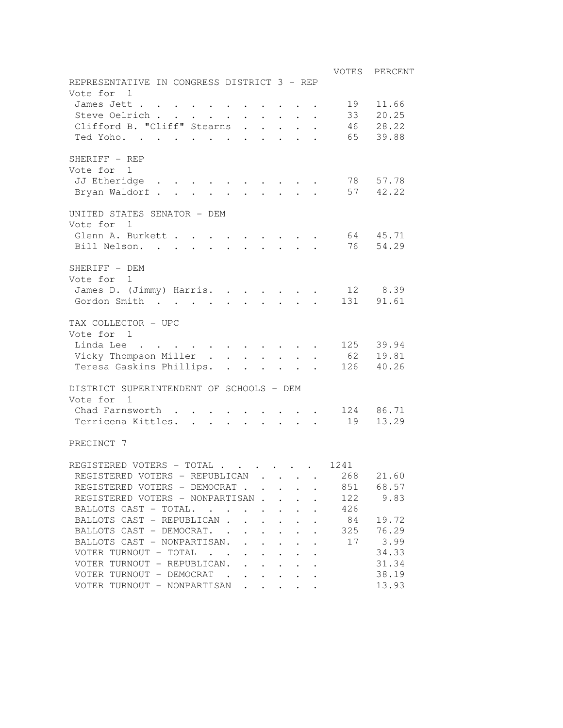| | VOTES | PERCENT |
|---|---|---|
| **REPRESENTATIVE IN CONGRESS DISTRICT 3 - REP** | | |
| Vote for 1 | | |
| James Jett | 19 | 11.66 |
| Steve Oelrich | 33 | 20.25 |
| Clifford B. "Cliff" Stearns | 46 | 28.22 |
| Ted Yoho | 65 | 39.88 |

| | VOTES | PERCENT |
|---|---|---|
| **SHERIFF - REP** | | |
| Vote for 1 | | |
| JJ Etheridge | 78 | 57.78 |
| Bryan Waldorf | 57 | 42.22 |

| | VOTES | PERCENT |
|---|---|---|
| **UNITED STATES SENATOR - DEM** | | |
| Vote for 1 | | |
| Glenn A. Burkett | 64 | 45.71 |
| Bill Nelson | 76 | 54.29 |

| | VOTES | PERCENT |
|---|---|---|
| **SHERIFF - DEM** | | |
| Vote for 1 | | |
| James D. (Jimmy) Harris | 12 | 8.39 |
| Gordon Smith | 131 | 91.61 |

| | VOTES | PERCENT |
|---|---|---|
| **TAX COLLECTOR - UPC** | | |
| Vote for 1 | | |
| Linda Lee | 125 | 39.94 |
| Vicky Thompson Miller | 62 | 19.81 |
| Teresa Gaskins Phillips | 126 | 40.26 |

| | VOTES | PERCENT |
|---|---|---|
| **DISTRICT SUPERINTENDENT OF SCHOOLS - DEM** | | |
| Vote for 1 | | |
| Chad Farnsworth | 124 | 86.71 |
| Terricena Kittles | 19 | 13.29 |

## PRECINCT 7

| | VOTES | PERCENT |
|---|---|---|
| REGISTERED VOTERS - TOTAL | 1241 | |
| REGISTERED VOTERS - REPUBLICAN | 268 | 21.60 |
| REGISTERED VOTERS - DEMOCRAT | 851 | 68.57 |
| REGISTERED VOTERS - NONPARTISAN | 122 | 9.83 |
| BALLOTS CAST - TOTAL | 426 | |
| BALLOTS CAST - REPUBLICAN | 84 | 19.72 |
| BALLOTS CAST - DEMOCRAT | 325 | 76.29 |
| BALLOTS CAST - NONPARTISAN | 17 | 3.99 |
| VOTER TURNOUT - TOTAL | | 34.33 |
| VOTER TURNOUT - REPUBLICAN | | 31.34 |
| VOTER TURNOUT - DEMOCRAT | | 38.19 |
| VOTER TURNOUT - NONPARTISAN | | 13.93 |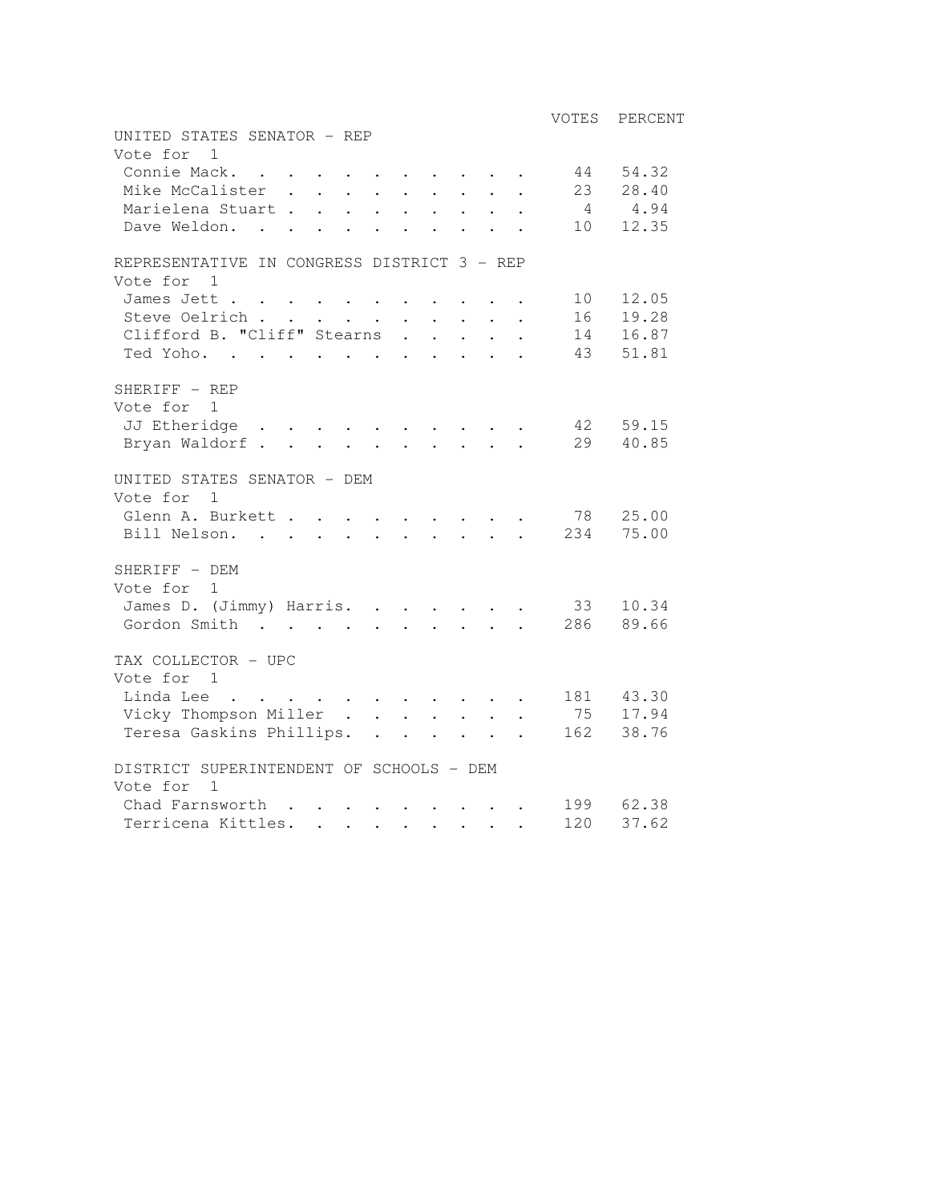| | VOTES | PERCENT |
|---|---|---|
| **UNITED STATES SENATOR - REP** | | |
| Vote for 1 | | |
| Connie Mack | 44 | 54.32 |
| Mike McCalister | 23 | 28.40 |
| Marielena Stuart | 4 | 4.94 |
| Dave Weldon | 10 | 12.35 |
| **REPRESENTATIVE IN CONGRESS DISTRICT 3 - REP** | | |
| Vote for 1 | | |
| James Jett | 10 | 12.05 |
| Steve Oelrich | 16 | 19.28 |
| Clifford B. "Cliff" Stearns | 14 | 16.87 |
| Ted Yoho | 43 | 51.81 |
| **SHERIFF - REP** | | |
| Vote for 1 | | |
| JJ Etheridge | 42 | 59.15 |
| Bryan Waldorf | 29 | 40.85 |
| **UNITED STATES SENATOR - DEM** | | |
| Vote for 1 | | |
| Glenn A. Burkett | 78 | 25.00 |
| Bill Nelson | 234 | 75.00 |
| **SHERIFF - DEM** | | |
| Vote for 1 | | |
| James D. (Jimmy) Harris | 33 | 10.34 |
| Gordon Smith | 286 | 89.66 |
| **TAX COLLECTOR - UPC** | | |
| Vote for 1 | | |
| Linda Lee | 181 | 43.30 |
| Vicky Thompson Miller | 75 | 17.94 |
| Teresa Gaskins Phillips | 162 | 38.76 |
| **DISTRICT SUPERINTENDENT OF SCHOOLS - DEM** | | |
| Vote for 1 | | |
| Chad Farnsworth | 199 | 62.38 |
| Terricena Kittles | 120 | 37.62 |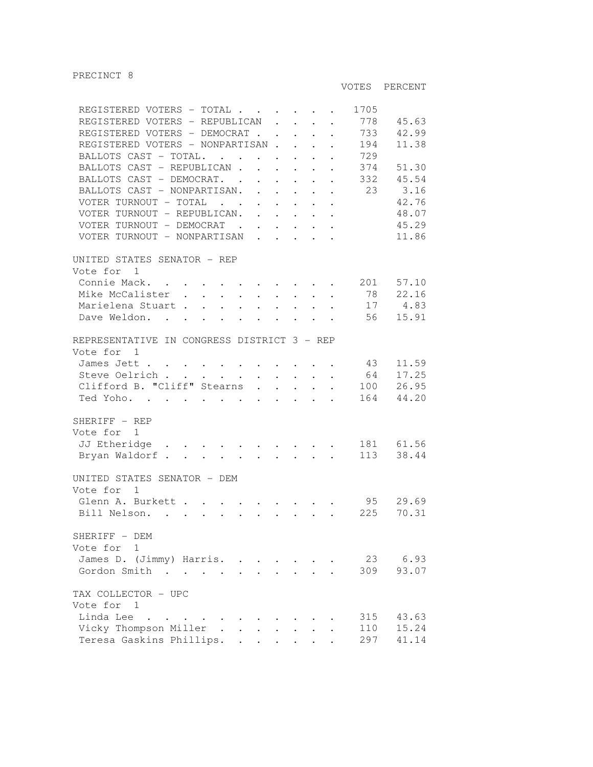## PRECINCT 8

| | VOTES | PERCENT |
|---|---|---|
| REGISTERED VOTERS - TOTAL | 1705 | |
| REGISTERED VOTERS - REPUBLICAN | 778 | 45.63 |
| REGISTERED VOTERS - DEMOCRAT | 733 | 42.99 |
| REGISTERED VOTERS - NONPARTISAN | 194 | 11.38 |
| BALLOTS CAST - TOTAL. | 729 | |
| BALLOTS CAST - REPUBLICAN | 374 | 51.30 |
| BALLOTS CAST - DEMOCRAT. | 332 | 45.54 |
| BALLOTS CAST - NONPARTISAN. | 23 | 3.16 |
| VOTER TURNOUT - TOTAL | | 42.76 |
| VOTER TURNOUT - REPUBLICAN. | | 48.07 |
| VOTER TURNOUT - DEMOCRAT | | 45.29 |
| VOTER TURNOUT - NONPARTISAN | | 11.86 |

### UNITED STATES SENATOR - REP
Vote for 1

| | VOTES | PERCENT |
|---|---|---|
| Connie Mack. | 201 | 57.10 |
| Mike McCalister | 78 | 22.16 |
| Marielena Stuart | 17 | 4.83 |
| Dave Weldon. | 56 | 15.91 |

### REPRESENTATIVE IN CONGRESS DISTRICT 3 - REP
Vote for 1

| | VOTES | PERCENT |
|---|---|---|
| James Jett | 43 | 11.59 |
| Steve Oelrich | 64 | 17.25 |
| Clifford B. "Cliff" Stearns | 100 | 26.95 |
| Ted Yoho. | 164 | 44.20 |

### SHERIFF - REP
Vote for 1

| | VOTES | PERCENT |
|---|---|---|
| JJ Etheridge | 181 | 61.56 |
| Bryan Waldorf | 113 | 38.44 |

### UNITED STATES SENATOR - DEM
Vote for 1

| | VOTES | PERCENT |
|---|---|---|
| Glenn A. Burkett | 95 | 29.69 |
| Bill Nelson. | 225 | 70.31 |

### SHERIFF - DEM
Vote for 1

| | VOTES | PERCENT |
|---|---|---|
| James D. (Jimmy) Harris. | 23 | 6.93 |
| Gordon Smith | 309 | 93.07 |

### TAX COLLECTOR - UPC
Vote for 1

| | VOTES | PERCENT |
|---|---|---|
| Linda Lee | 315 | 43.63 |
| Vicky Thompson Miller | 110 | 15.24 |
| Teresa Gaskins Phillips. | 297 | 41.14 |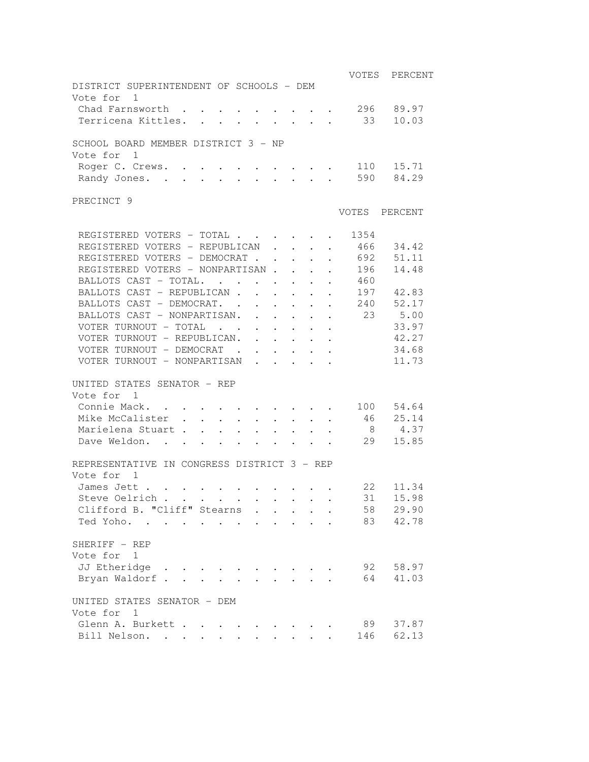| | VOTES | PERCENT |
|---|---|---|
| **DISTRICT SUPERINTENDENT OF SCHOOLS - DEM** | | |
| Vote for 1 | | |
| Chad Farnsworth | 296 | 89.97 |
| Terricena Kittles. | 33 | 10.03 |

| | VOTES | PERCENT |
|---|---|---|
| **SCHOOL BOARD MEMBER DISTRICT 3 - NP** | | |
| Vote for 1 | | |
| Roger C. Crews. | 110 | 15.71 |
| Randy Jones. | 590 | 84.29 |

## PRECINCT 9

| | VOTES | PERCENT |
|---|---|---|
| REGISTERED VOTERS - TOTAL | 1354 | |
| REGISTERED VOTERS - REPUBLICAN | 466 | 34.42 |
| REGISTERED VOTERS - DEMOCRAT | 692 | 51.11 |
| REGISTERED VOTERS - NONPARTISAN | 196 | 14.48 |
| BALLOTS CAST - TOTAL. | 460 | |
| BALLOTS CAST - REPUBLICAN | 197 | 42.83 |
| BALLOTS CAST - DEMOCRAT. | 240 | 52.17 |
| BALLOTS CAST - NONPARTISAN. | 23 | 5.00 |
| VOTER TURNOUT - TOTAL | | 33.97 |
| VOTER TURNOUT - REPUBLICAN. | | 42.27 |
| VOTER TURNOUT - DEMOCRAT | | 34.68 |
| VOTER TURNOUT - NONPARTISAN | | 11.73 |

| | VOTES | PERCENT |
|---|---|---|
| **UNITED STATES SENATOR - REP** | | |
| Vote for 1 | | |
| Connie Mack. | 100 | 54.64 |
| Mike McCalister | 46 | 25.14 |
| Marielena Stuart | 8 | 4.37 |
| Dave Weldon. | 29 | 15.85 |

| | VOTES | PERCENT |
|---|---|---|
| **REPRESENTATIVE IN CONGRESS DISTRICT 3 - REP** | | |
| Vote for 1 | | |
| James Jett | 22 | 11.34 |
| Steve Oelrich | 31 | 15.98 |
| Clifford B. "Cliff" Stearns | 58 | 29.90 |
| Ted Yoho. | 83 | 42.78 |

| | VOTES | PERCENT |
|---|---|---|
| **SHERIFF - REP** | | |
| Vote for 1 | | |
| JJ Etheridge | 92 | 58.97 |
| Bryan Waldorf | 64 | 41.03 |

| | VOTES | PERCENT |
|---|---|---|
| **UNITED STATES SENATOR - DEM** | | |
| Vote for 1 | | |
| Glenn A. Burkett | 89 | 37.87 |
| Bill Nelson. | 146 | 62.13 |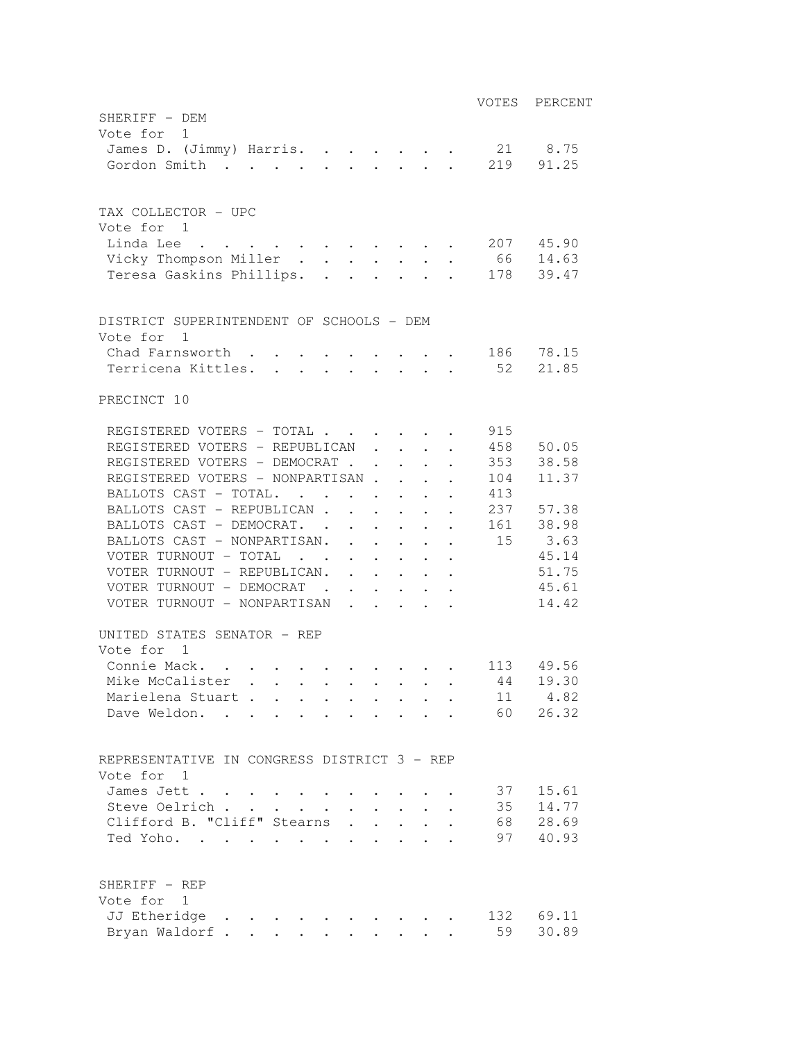| | VOTES | PERCENT |
|---|---|---|
| **SHERIFF - DEM** | | |
| Vote for 1 | | |
| James D. (Jimmy) Harris | 21 | 8.75 |
| Gordon Smith | 219 | 91.25 |

| | VOTES | PERCENT |
|---|---|---|
| **TAX COLLECTOR - UPC** | | |
| Vote for 1 | | |
| Linda Lee | 207 | 45.90 |
| Vicky Thompson Miller | 66 | 14.63 |
| Teresa Gaskins Phillips | 178 | 39.47 |

| | VOTES | PERCENT |
|---|---|---|
| **DISTRICT SUPERINTENDENT OF SCHOOLS - DEM** | | |
| Vote for 1 | | |
| Chad Farnsworth | 186 | 78.15 |
| Terricena Kittles | 52 | 21.85 |

## PRECINCT 10

| | VOTES | PERCENT |
|---|---|---|
| REGISTERED VOTERS - TOTAL | 915 | |
| REGISTERED VOTERS - REPUBLICAN | 458 | 50.05 |
| REGISTERED VOTERS - DEMOCRAT | 353 | 38.58 |
| REGISTERED VOTERS - NONPARTISAN | 104 | 11.37 |
| BALLOTS CAST - TOTAL | 413 | |
| BALLOTS CAST - REPUBLICAN | 237 | 57.38 |
| BALLOTS CAST - DEMOCRAT | 161 | 38.98 |
| BALLOTS CAST - NONPARTISAN | 15 | 3.63 |
| VOTER TURNOUT - TOTAL | | 45.14 |
| VOTER TURNOUT - REPUBLICAN | | 51.75 |
| VOTER TURNOUT - DEMOCRAT | | 45.61 |
| VOTER TURNOUT - NONPARTISAN | | 14.42 |

| | VOTES | PERCENT |
|---|---|---|
| **UNITED STATES SENATOR - REP** | | |
| Vote for 1 | | |
| Connie Mack | 113 | 49.56 |
| Mike McCalister | 44 | 19.30 |
| Marielena Stuart | 11 | 4.82 |
| Dave Weldon | 60 | 26.32 |

| | VOTES | PERCENT |
|---|---|---|
| **REPRESENTATIVE IN CONGRESS DISTRICT 3 - REP** | | |
| Vote for 1 | | |
| James Jett | 37 | 15.61 |
| Steve Oelrich | 35 | 14.77 |
| Clifford B. "Cliff" Stearns | 68 | 28.69 |
| Ted Yoho | 97 | 40.93 |

| | VOTES | PERCENT |
|---|---|---|
| **SHERIFF - REP** | | |
| Vote for 1 | | |
| JJ Etheridge | 132 | 69.11 |
| Bryan Waldorf | 59 | 30.89 |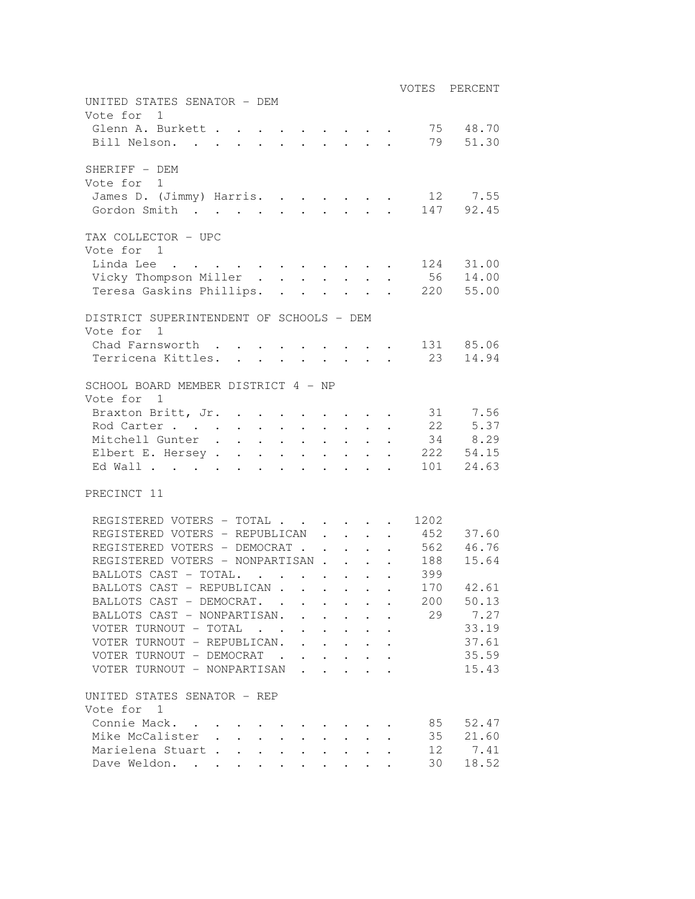| | VOTES | PERCENT |
|---|---|---|
| **UNITED STATES SENATOR - DEM** | | |
| Vote for 1 | | |
| Glenn A. Burkett | 75 | 48.70 |
| Bill Nelson | 79 | 51.30 |

| | VOTES | PERCENT |
|---|---|---|
| **SHERIFF - DEM** | | |
| Vote for 1 | | |
| James D. (Jimmy) Harris | 12 | 7.55 |
| Gordon Smith | 147 | 92.45 |

| | VOTES | PERCENT |
|---|---|---|
| **TAX COLLECTOR - UPC** | | |
| Vote for 1 | | |
| Linda Lee | 124 | 31.00 |
| Vicky Thompson Miller | 56 | 14.00 |
| Teresa Gaskins Phillips | 220 | 55.00 |

| | VOTES | PERCENT |
|---|---|---|
| **DISTRICT SUPERINTENDENT OF SCHOOLS - DEM** | | |
| Vote for 1 | | |
| Chad Farnsworth | 131 | 85.06 |
| Terricena Kittles | 23 | 14.94 |

| | VOTES | PERCENT |
|---|---|---|
| **SCHOOL BOARD MEMBER DISTRICT 4 - NP** | | |
| Vote for 1 | | |
| Braxton Britt, Jr. | 31 | 7.56 |
| Rod Carter | 22 | 5.37 |
| Mitchell Gunter | 34 | 8.29 |
| Elbert E. Hersey | 222 | 54.15 |
| Ed Wall | 101 | 24.63 |

## PRECINCT 11

| | VOTES | PERCENT |
|---|---|---|
| REGISTERED VOTERS - TOTAL | 1202 | |
| REGISTERED VOTERS - REPUBLICAN | 452 | 37.60 |
| REGISTERED VOTERS - DEMOCRAT | 562 | 46.76 |
| REGISTERED VOTERS - NONPARTISAN | 188 | 15.64 |
| BALLOTS CAST - TOTAL | 399 | |
| BALLOTS CAST - REPUBLICAN | 170 | 42.61 |
| BALLOTS CAST - DEMOCRAT | 200 | 50.13 |
| BALLOTS CAST - NONPARTISAN | 29 | 7.27 |
| VOTER TURNOUT - TOTAL | | 33.19 |
| VOTER TURNOUT - REPUBLICAN | | 37.61 |
| VOTER TURNOUT - DEMOCRAT | | 35.59 |
| VOTER TURNOUT - NONPARTISAN | | 15.43 |

| | VOTES | PERCENT |
|---|---|---|
| **UNITED STATES SENATOR - REP** | | |
| Vote for 1 | | |
| Connie Mack | 85 | 52.47 |
| Mike McCalister | 35 | 21.60 |
| Marielena Stuart | 12 | 7.41 |
| Dave Weldon | 30 | 18.52 |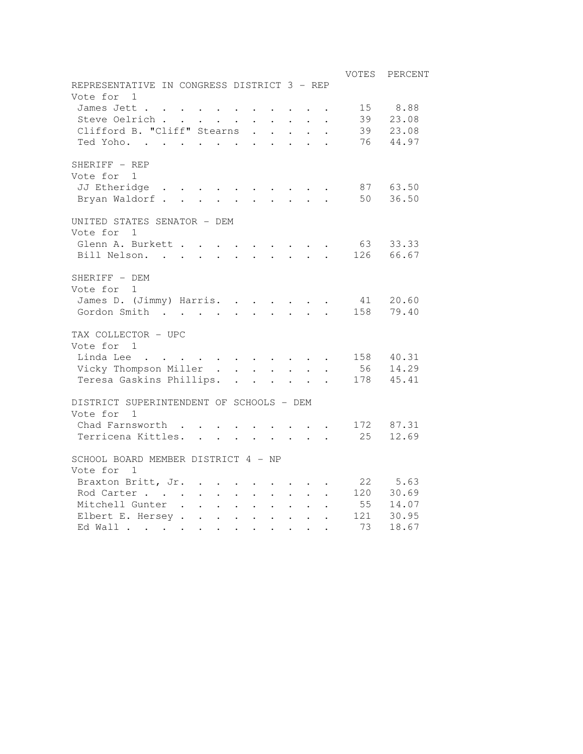| | VOTES | PERCENT |
|---|---|---|
| **REPRESENTATIVE IN CONGRESS DISTRICT 3 - REP** | | |
| Vote for 1 | | |
| James Jett | 15 | 8.88 |
| Steve Oelrich | 39 | 23.08 |
| Clifford B. "Cliff" Stearns | 39 | 23.08 |
| Ted Yoho | 76 | 44.97 |
| **SHERIFF - REP** | | |
| Vote for 1 | | |
| JJ Etheridge | 87 | 63.50 |
| Bryan Waldorf | 50 | 36.50 |
| **UNITED STATES SENATOR - DEM** | | |
| Vote for 1 | | |
| Glenn A. Burkett | 63 | 33.33 |
| Bill Nelson | 126 | 66.67 |
| **SHERIFF - DEM** | | |
| Vote for 1 | | |
| James D. (Jimmy) Harris | 41 | 20.60 |
| Gordon Smith | 158 | 79.40 |
| **TAX COLLECTOR - UPC** | | |
| Vote for 1 | | |
| Linda Lee | 158 | 40.31 |
| Vicky Thompson Miller | 56 | 14.29 |
| Teresa Gaskins Phillips | 178 | 45.41 |
| **DISTRICT SUPERINTENDENT OF SCHOOLS - DEM** | | |
| Vote for 1 | | |
| Chad Farnsworth | 172 | 87.31 |
| Terricena Kittles | 25 | 12.69 |
| **SCHOOL BOARD MEMBER DISTRICT 4 - NP** | | |
| Vote for 1 | | |
| Braxton Britt, Jr. | 22 | 5.63 |
| Rod Carter | 120 | 30.69 |
| Mitchell Gunter | 55 | 14.07 |
| Elbert E. Hersey | 121 | 30.95 |
| Ed Wall | 73 | 18.67 |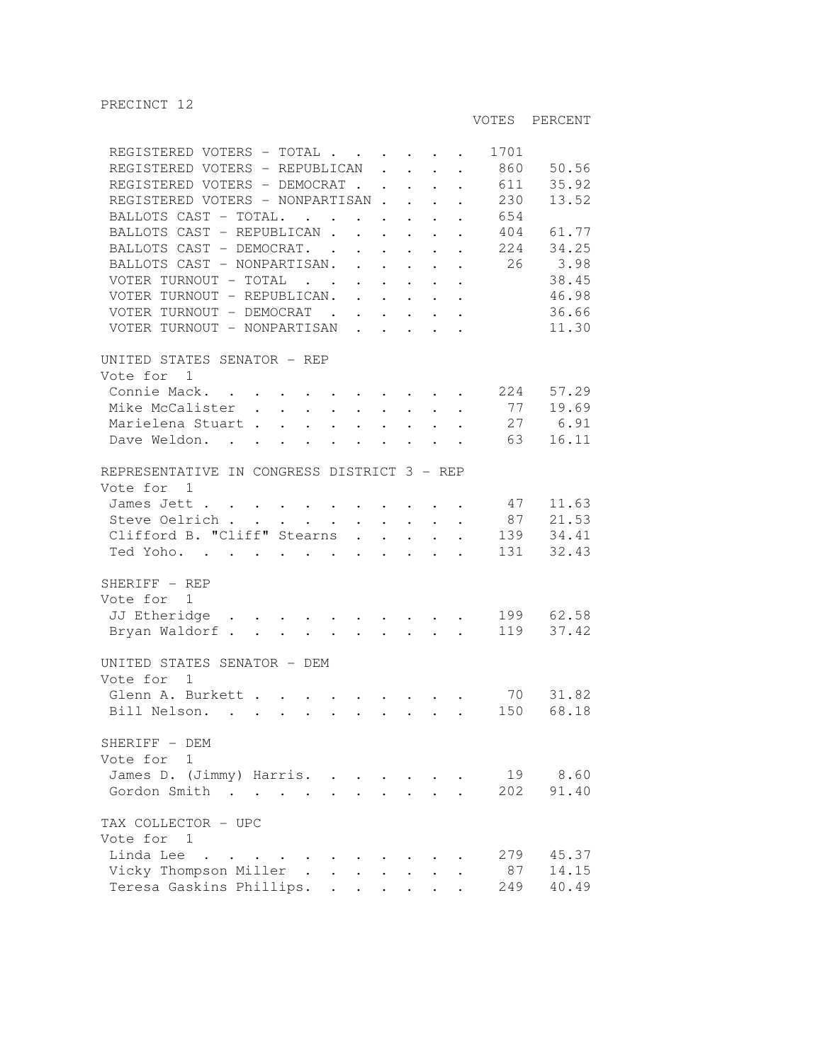PRECINCT 12

| | VOTES | PERCENT |
|---|---|---|
| REGISTERED VOTERS - TOTAL | 1701 | |
| REGISTERED VOTERS - REPUBLICAN | 860 | 50.56 |
| REGISTERED VOTERS - DEMOCRAT | 611 | 35.92 |
| REGISTERED VOTERS - NONPARTISAN | 230 | 13.52 |
| BALLOTS CAST - TOTAL | 654 | |
| BALLOTS CAST - REPUBLICAN | 404 | 61.77 |
| BALLOTS CAST - DEMOCRAT | 224 | 34.25 |
| BALLOTS CAST - NONPARTISAN | 26 | 3.98 |
| VOTER TURNOUT - TOTAL | | 38.45 |
| VOTER TURNOUT - REPUBLICAN | | 46.98 |
| VOTER TURNOUT - DEMOCRAT | | 36.66 |
| VOTER TURNOUT - NONPARTISAN | | 11.30 |

UNITED STATES SENATOR - REP
Vote for 1

| | VOTES | PERCENT |
|---|---|---|
| Connie Mack | 224 | 57.29 |
| Mike McCalister | 77 | 19.69 |
| Marielena Stuart | 27 | 6.91 |
| Dave Weldon | 63 | 16.11 |

REPRESENTATIVE IN CONGRESS DISTRICT 3 - REP
Vote for 1

| | VOTES | PERCENT |
|---|---|---|
| James Jett | 47 | 11.63 |
| Steve Oelrich | 87 | 21.53 |
| Clifford B. "Cliff" Stearns | 139 | 34.41 |
| Ted Yoho | 131 | 32.43 |

SHERIFF - REP
Vote for 1

| | VOTES | PERCENT |
|---|---|---|
| JJ Etheridge | 199 | 62.58 |
| Bryan Waldorf | 119 | 37.42 |

UNITED STATES SENATOR - DEM
Vote for 1

| | VOTES | PERCENT |
|---|---|---|
| Glenn A. Burkett | 70 | 31.82 |
| Bill Nelson | 150 | 68.18 |

SHERIFF - DEM
Vote for 1

| | VOTES | PERCENT |
|---|---|---|
| James D. (Jimmy) Harris | 19 | 8.60 |
| Gordon Smith | 202 | 91.40 |

TAX COLLECTOR - UPC
Vote for 1

| | VOTES | PERCENT |
|---|---|---|
| Linda Lee | 279 | 45.37 |
| Vicky Thompson Miller | 87 | 14.15 |
| Teresa Gaskins Phillips | 249 | 40.49 |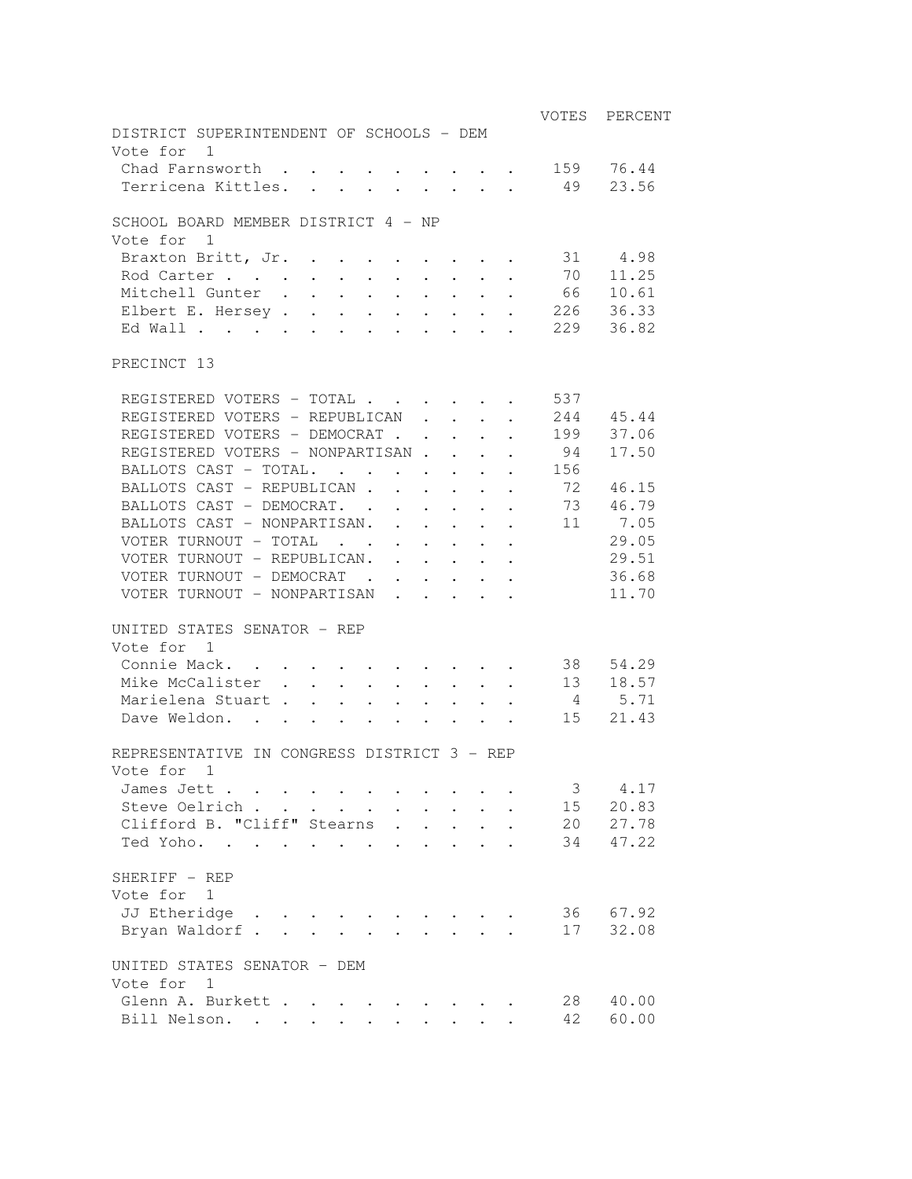| | VOTES | PERCENT |
|---|---|---|
| **DISTRICT SUPERINTENDENT OF SCHOOLS - DEM** | | |
| Vote for 1 | | |
| Chad Farnsworth | 159 | 76.44 |
| Terricena Kittles | 49 | 23.56 |

| | VOTES | PERCENT |
|---|---|---|
| **SCHOOL BOARD MEMBER DISTRICT 4 - NP** | | |
| Vote for 1 | | |
| Braxton Britt, Jr. | 31 | 4.98 |
| Rod Carter | 70 | 11.25 |
| Mitchell Gunter | 66 | 10.61 |
| Elbert E. Hersey | 226 | 36.33 |
| Ed Wall | 229 | 36.82 |

## PRECINCT 13

| | VOTES | PERCENT |
|---|---|---|
| REGISTERED VOTERS - TOTAL | 537 | |
| REGISTERED VOTERS - REPUBLICAN | 244 | 45.44 |
| REGISTERED VOTERS - DEMOCRAT | 199 | 37.06 |
| REGISTERED VOTERS - NONPARTISAN | 94 | 17.50 |
| BALLOTS CAST - TOTAL | 156 | |
| BALLOTS CAST - REPUBLICAN | 72 | 46.15 |
| BALLOTS CAST - DEMOCRAT | 73 | 46.79 |
| BALLOTS CAST - NONPARTISAN | 11 | 7.05 |
| VOTER TURNOUT - TOTAL | | 29.05 |
| VOTER TURNOUT - REPUBLICAN | | 29.51 |
| VOTER TURNOUT - DEMOCRAT | | 36.68 |
| VOTER TURNOUT - NONPARTISAN | | 11.70 |

| | VOTES | PERCENT |
|---|---|---|
| **UNITED STATES SENATOR - REP** | | |
| Vote for 1 | | |
| Connie Mack | 38 | 54.29 |
| Mike McCalister | 13 | 18.57 |
| Marielena Stuart | 4 | 5.71 |
| Dave Weldon | 15 | 21.43 |

| | VOTES | PERCENT |
|---|---|---|
| **REPRESENTATIVE IN CONGRESS DISTRICT 3 - REP** | | |
| Vote for 1 | | |
| James Jett | 3 | 4.17 |
| Steve Oelrich | 15 | 20.83 |
| Clifford B. "Cliff" Stearns | 20 | 27.78 |
| Ted Yoho | 34 | 47.22 |

| | VOTES | PERCENT |
|---|---|---|
| **SHERIFF - REP** | | |
| Vote for 1 | | |
| JJ Etheridge | 36 | 67.92 |
| Bryan Waldorf | 17 | 32.08 |

| | VOTES | PERCENT |
|---|---|---|
| **UNITED STATES SENATOR - DEM** | | |
| Vote for 1 | | |
| Glenn A. Burkett | 28 | 40.00 |
| Bill Nelson | 42 | 60.00 |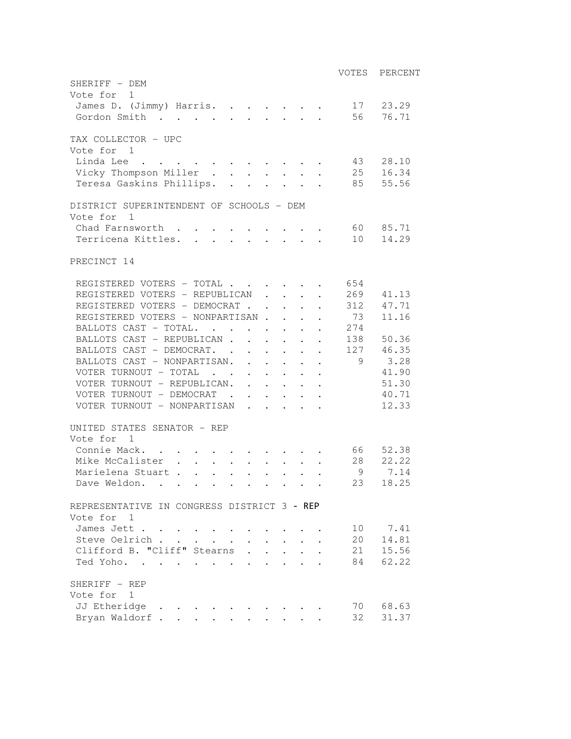| | VOTES | PERCENT |
|---|---|---|
| **SHERIFF - DEM** | | |
| Vote for 1 | | |
| James D. (Jimmy) Harris | 17 | 23.29 |
| Gordon Smith | 56 | 76.71 |
| **TAX COLLECTOR - UPC** | | |
| Vote for 1 | | |
| Linda Lee | 43 | 28.10 |
| Vicky Thompson Miller | 25 | 16.34 |
| Teresa Gaskins Phillips | 85 | 55.56 |
| **DISTRICT SUPERINTENDENT OF SCHOOLS - DEM** | | |
| Vote for 1 | | |
| Chad Farnsworth | 60 | 85.71 |
| Terricena Kittles | 10 | 14.29 |

## PRECINCT 14

| | VOTES | PERCENT |
|---|---|---|
| REGISTERED VOTERS - TOTAL | 654 | |
| REGISTERED VOTERS - REPUBLICAN | 269 | 41.13 |
| REGISTERED VOTERS - DEMOCRAT | 312 | 47.71 |
| REGISTERED VOTERS - NONPARTISAN | 73 | 11.16 |
| BALLOTS CAST - TOTAL | 274 | |
| BALLOTS CAST - REPUBLICAN | 138 | 50.36 |
| BALLOTS CAST - DEMOCRAT | 127 | 46.35 |
| BALLOTS CAST - NONPARTISAN | 9 | 3.28 |
| VOTER TURNOUT - TOTAL | | 41.90 |
| VOTER TURNOUT - REPUBLICAN | | 51.30 |
| VOTER TURNOUT - DEMOCRAT | | 40.71 |
| VOTER TURNOUT - NONPARTISAN | | 12.33 |
| **UNITED STATES SENATOR - REP** | | |
| Vote for 1 | | |
| Connie Mack | 66 | 52.38 |
| Mike McCalister | 28 | 22.22 |
| Marielena Stuart | 9 | 7.14 |
| Dave Weldon | 23 | 18.25 |
| **REPRESENTATIVE IN CONGRESS DISTRICT 3 - REP** | | |
| Vote for 1 | | |
| James Jett | 10 | 7.41 |
| Steve Oelrich | 20 | 14.81 |
| Clifford B. "Cliff" Stearns | 21 | 15.56 |
| Ted Yoho | 84 | 62.22 |
| **SHERIFF - REP** | | |
| Vote for 1 | | |
| JJ Etheridge | 70 | 68.63 |
| Bryan Waldorf | 32 | 31.37 |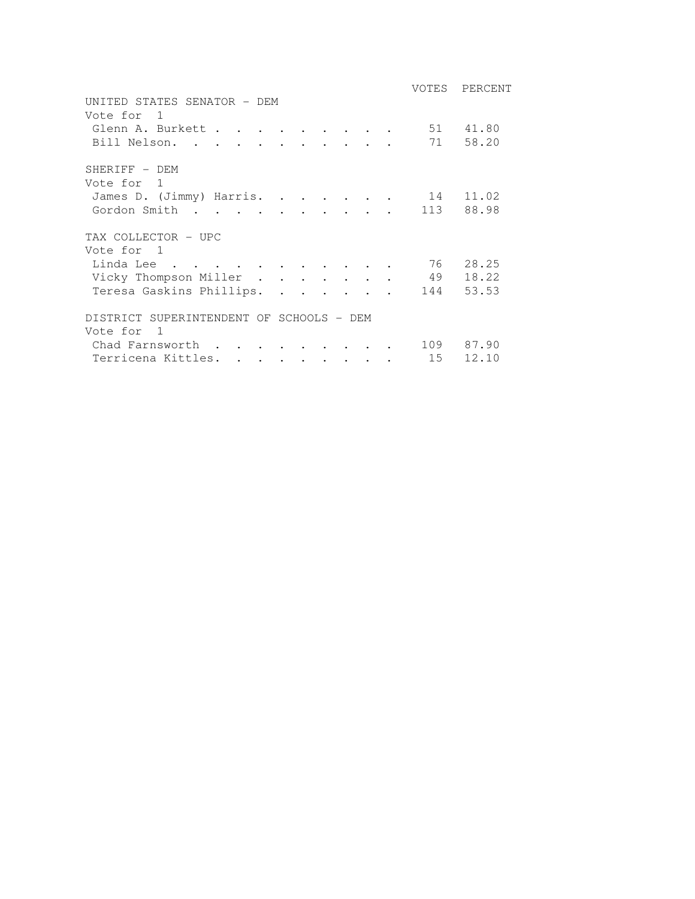| | VOTES | PERCENT |
|---|---|---|
| **UNITED STATES SENATOR - DEM** | | |
| Vote for 1 | | |
| Glenn A. Burkett | 51 | 41.80 |
| Bill Nelson | 71 | 58.20 |
| **SHERIFF - DEM** | | |
| Vote for 1 | | |
| James D. (Jimmy) Harris | 14 | 11.02 |
| Gordon Smith | 113 | 88.98 |
| **TAX COLLECTOR - UPC** | | |
| Vote for 1 | | |
| Linda Lee | 76 | 28.25 |
| Vicky Thompson Miller | 49 | 18.22 |
| Teresa Gaskins Phillips | 144 | 53.53 |
| **DISTRICT SUPERINTENDENT OF SCHOOLS - DEM** | | |
| Vote for 1 | | |
| Chad Farnsworth | 109 | 87.90 |
| Terricena Kittles | 15 | 12.10 |